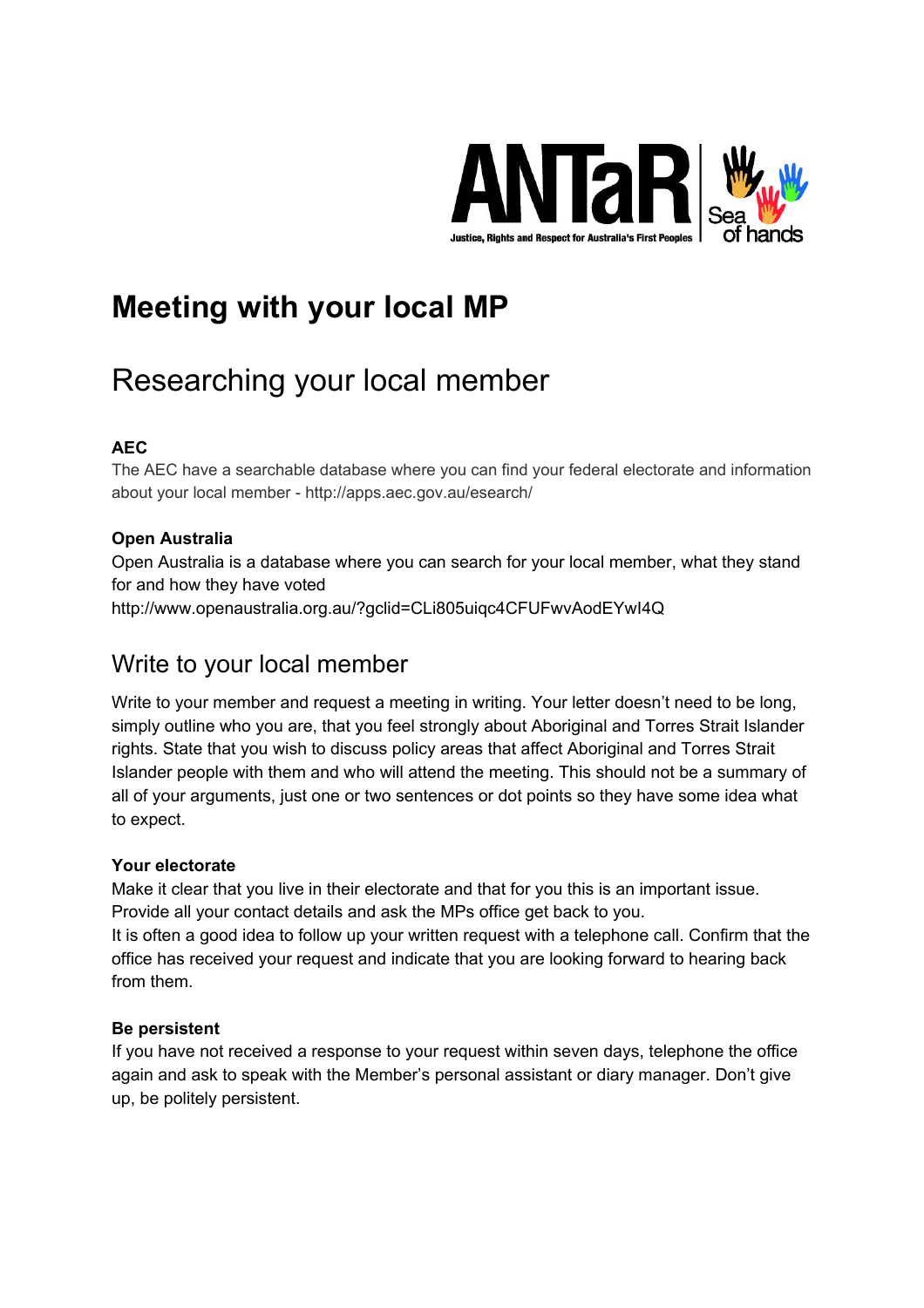# Meeting with your local MP

## Researching your local member

**AEC**

The AEC have a searchable database where you can find your federal electorate and information about your local member - http://apps.aec.gov.au/esearch/

**Open Australia**

Open Australia is a database where you can search for your local member, what they stand for and how they have voted

http://www.openaustralia.org.au/?gclid=CLi805uiqc4CFUFwvAodEYwI4Q

## Write to your local member

Write to your member and request a meeting in writing. Your letter doesn't need to be long, simply outline who you are, that you feel strongly about Aboriginal and Torres Strait Islander rights. State that you wish to discuss policy areas that affect Aboriginal and Torres Strait Islander people with them and who will attend the meeting. This should not be a summary of all of your arguments, just one or two sentences or dot points so they have some idea what to expect.

**Your electorate**

Make it clear that you live in their electorate and that for you this is an important issue. Provide all your contact details and ask the MPs office get back to you.

It is often a good idea to follow up your written request with a telephone call. Confirm that the office has received your request and indicate that you are looking forward to hearing back from them.

**Be persistent**

If you have not received a response to your request within seven days, telephone the office again and ask to speak with the Member's personal assistant or diary manager. Don't give up, be politely persistent.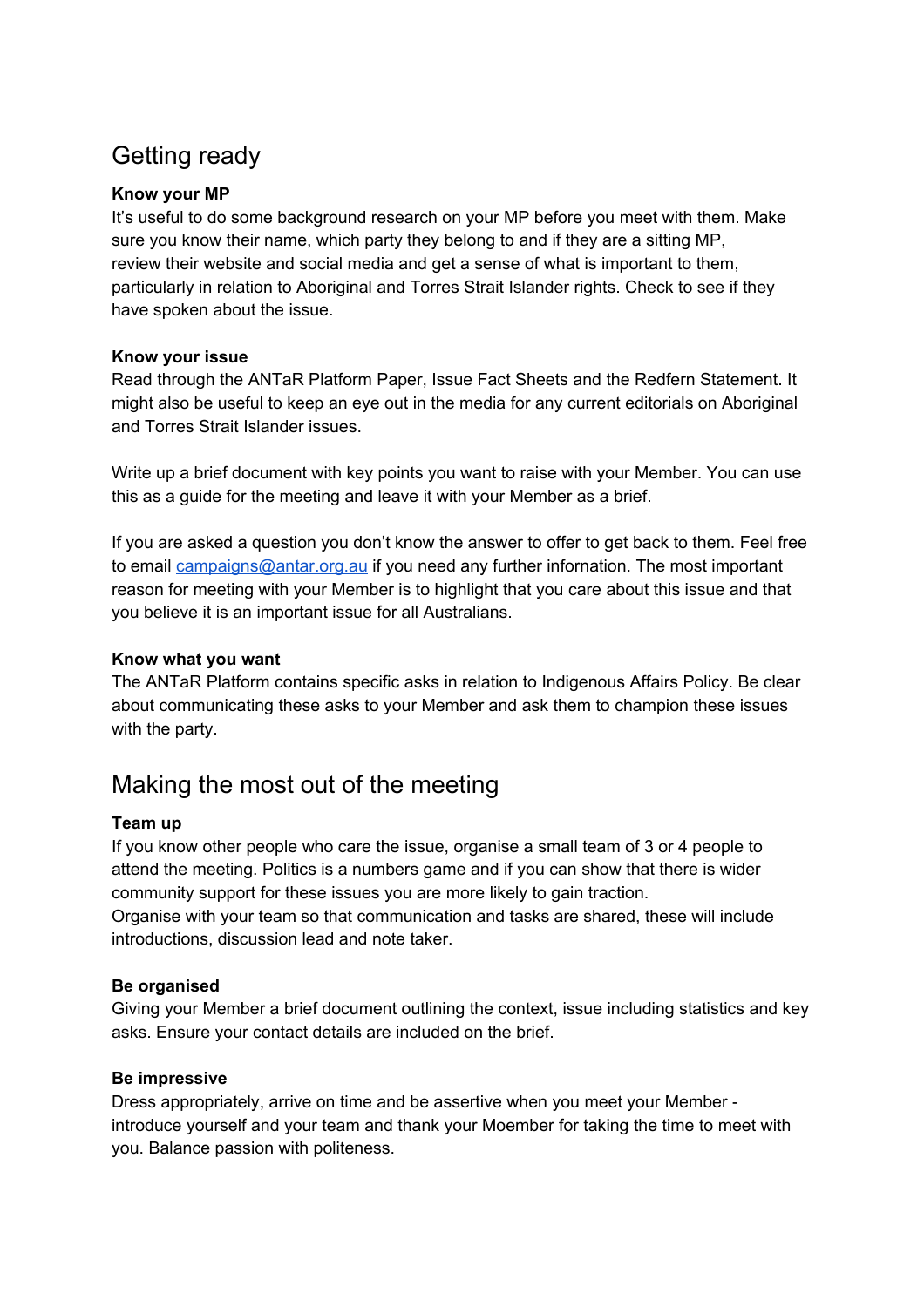## Getting ready

**Know your MP**

It's useful to do some background research on your MP before you meet with them. Make sure you know their name, which party they belong to and if they are a sitting MP, review their website and social media and get a sense of what is important to them, particularly in relation to Aboriginal and Torres Strait Islander rights. Check to see if they have spoken about the issue.

**Know your issue**

Read through the ANTaR Platform Paper, Issue Fact Sheets and the Redfern Statement. It might also be useful to keep an eye out in the media for any current editorials on Aboriginal and Torres Strait Islander issues.

Write up a brief document with key points you want to raise with your Member. You can use this as a guide for the meeting and leave it with your Member as a brief.

If you are asked a question you don't know the answer to offer to get back to them. Feel free to email [campaigns@antar.org.au](mailto:campaigns@antar.org.au) if you need any further inforation. The most important reason for meeting with your Member is to highlight that you care about this issue and that you believe it is an important issue for all Australians.

**Know what you want**

The ANTaR Platform contains specific asks in relation to Indigenous Affairs Policy. Be clear about communicating these asks to your Member and ask them to champion these issues with the party.

## Making the most out of the meeting

**Team up**

If you know other people who care the issue, organise a small team of 3 or 4 people to attend the meeting. Politics is a numbers game and if you can show that there is wider community support for these issues you are more likely to gain traction.
Organise with your team so that communication and tasks are shared, these will include introductions, discussion lead and note taker.

**Be organised**

Giving your Member a brief document outlining the context, issue including statistics and key asks. Ensure your contact details are included on the brief.

**Be impressive**

Dress appropriately, arrive on time and be assertive when you meet your Member - introduce yourself and your team and thank your Moember for taking the time to meet with you. Balance passion with politeness.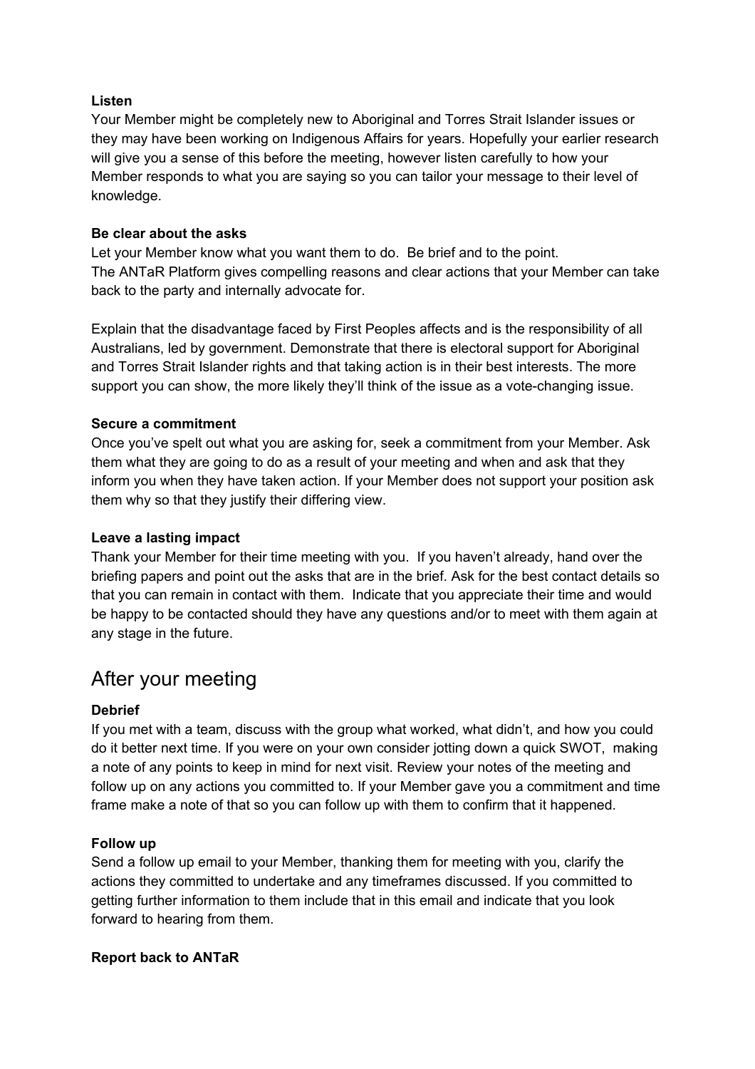**Listen**

Your Member might be completely new to Aboriginal and Torres Strait Islander issues or they may have been working on Indigenous Affairs for years. Hopefully your earlier research will give you a sense of this before the meeting, however listen carefully to how your Member responds to what you are saying so you can tailor your message to their level of knowledge.

**Be clear about the asks**

Let your Member know what you want them to do. Be brief and to the point.
The ANTaR Platform gives compelling reasons and clear actions that your Member can take back to the party and internally advocate for.

Explain that the disadvantage faced by First Peoples affects and is the responsibility of all Australians, led by government. Demonstrate that there is electoral support for Aboriginal and Torres Strait Islander rights and that taking action is in their best interests. The more support you can show, the more likely they'll think of the issue as a vote-changing issue.

**Secure a commitment**

Once you've spelt out what you are asking for, seek a commitment from your Member. Ask them what they are going to do as a result of your meeting and when and ask that they inform you when they have taken action. If your Member does not support your position ask them why so that they justify their differing view.

**Leave a lasting impact**

Thank your Member for their time meeting with you. If you haven't already, hand over the briefing papers and point out the asks that are in the brief. Ask for the best contact details so that you can remain in contact with them. Indicate that you appreciate their time and would be happy to be contacted should they have any questions and/or to meet with them again at any stage in the future.

## After your meeting

**Debrief**

If you met with a team, discuss with the group what worked, what didn't, and how you could do it better next time. If you were on your own consider jotting down a quick SWOT, making a note of any points to keep in mind for next visit. Review your notes of the meeting and follow up on any actions you committed to. If your Member gave you a commitment and time frame make a note of that so you can follow up with them to confirm that it happened.

**Follow up**

Send a follow up email to your Member, thanking them for meeting with you, clarify the actions they committed to undertake and any timeframes discussed. If you committed to getting further information to them include that in this email and indicate that you look forward to hearing from them.

**Report back to ANTaR**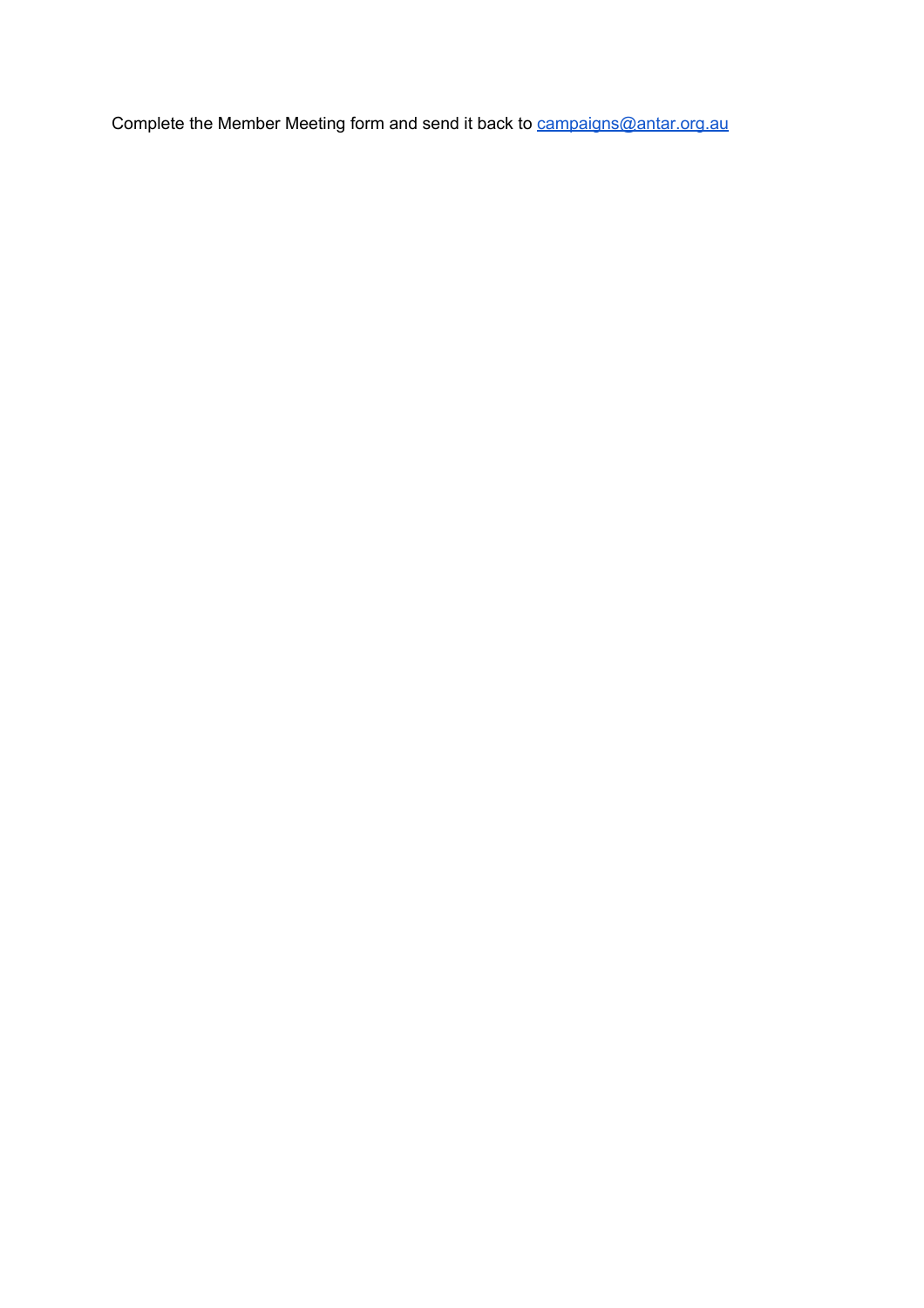Complete the Member Meeting form and send it back to [campaigns@antar.org.au](mailto:campaigns@antar.org.au)